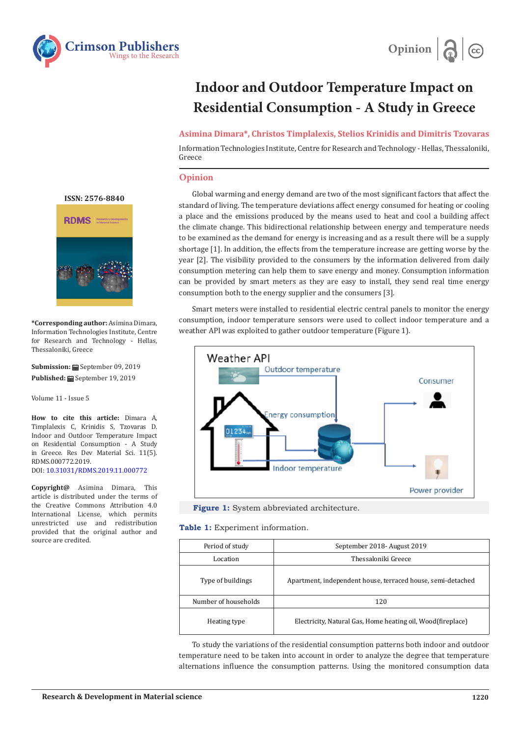Opinion

# Indoor and Outdoor Temperature Impact on Residential Consumption - A Study in Greece

**Asimina Dimara*, Christos Timplalexis, Stelios Krinidis and Dimitris Tzovaras**

Information Technologies Institute, Centre for Research and Technology - Hellas, Thessaloniki, Greece

ISSN: 2576-8840

**\*Corresponding author:** Asimina Dimara, Information Technologies Institute, Centre for Research and Technology - Hellas, Thessaloniki, Greece

**Submission:** September 09, 2019

**Published:** September 19, 2019

Volume 11 - Issue 5

**How to cite this article:** Dimara A, Timplalexis C, Krinidis S, Tzovaras D. Indoor and Outdoor Temperature Impact on Residential Consumption - A Study in Greece. Res Dev Material Sci. 11(5). RDMS.000772.2019.
DOI: 10.31031/RDMS.2019.11.000772

**Copyright@** Asimina Dimara, This article is distributed under the terms of the Creative Commons Attribution 4.0 International License, which permits unrestricted use and redistribution provided that the original author and source are credited.

## Opinion

Global warming and energy demand are two of the most significant factors that affect the standard of living. The temperature deviations affect energy consumed for heating or cooling a place and the emissions produced by the means used to heat and cool a building affect the climate change. This bidirectional relationship between energy and temperature needs to be examined as the demand for energy is increasing and as a result there will be a supply shortage [1]. In addition, the effects from the temperature increase are getting worse by the year [2]. The visibility provided to the consumers by the information delivered from daily consumption metering can help them to save energy and money. Consumption information can be provided by smart meters as they are easy to install, they send real time energy consumption both to the energy supplier and the consumers [3].

Smart meters were installed to residential electric central panels to monitor the energy consumption, indoor temperature sensors were used to collect indoor temperature and a weather API was exploited to gather outdoor temperature (Figure 1).

**Figure 1:** System abbreviated architecture.

**Table 1:** Experiment information.

| Period of study | September 2018- August 2019 |
|---|---|
| Location | Thessaloniki Greece |
| Type of buildings | Apartment, independent house, terraced house, semi-detached |
| Number of households | 120 |
| Heating type | Electricity, Natural Gas, Home heating oil, Wood(fireplace) |

To study the variations of the residential consumption patterns both indoor and outdoor temperature need to be taken into account in order to analyze the degree that temperature alternations influence the consumption patterns. Using the monitored consumption data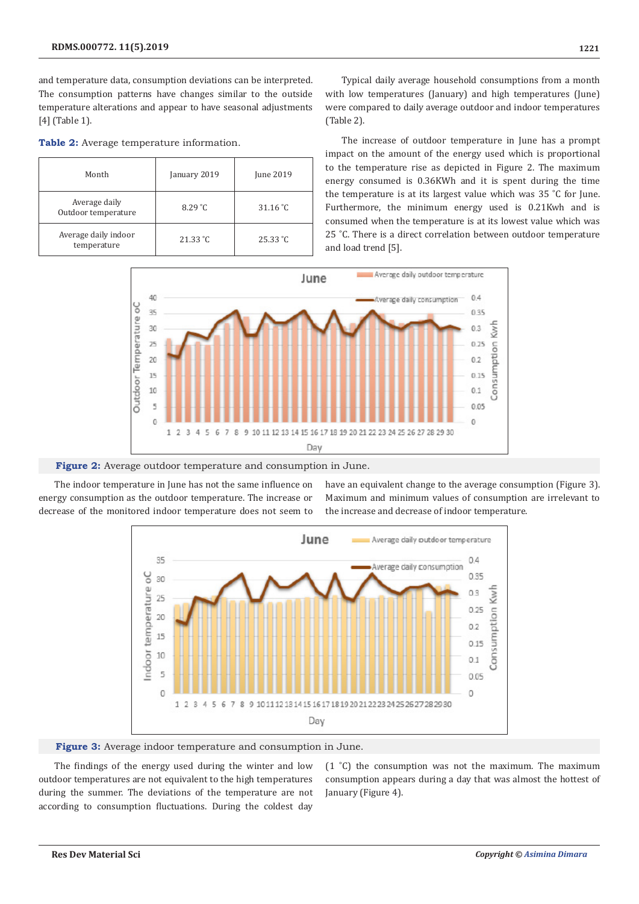and temperature data, consumption deviations can be interpreted. The consumption patterns have changes similar to the outside temperature alterations and appear to have seasonal adjustments [4] (Table 1).

**Table 2:** Average temperature information.

| Month | January 2019 | June 2019 |
|---|---|---|
| Average daily Outdoor temperature | 8.29 ˚C | 31.16 ˚C |
| Average daily indoor temperature | 21.33 ˚C | 25.33 ˚C |

Typical daily average household consumptions from a month with low temperatures (January) and high temperatures (June) were compared to daily average outdoor and indoor temperatures (Table 2).

The increase of outdoor temperature in June has a prompt impact on the amount of the energy used which is proportional to the temperature rise as depicted in Figure 2. The maximum energy consumed is 0.36KWh and it is spent during the time the temperature is at its largest value which was 35 ˚C for June. Furthermore, the minimum energy used is 0.21Kwh and is consumed when the temperature is at its lowest value which was 25 ˚C. There is a direct correlation between outdoor temperature and load trend [5].

**Figure 2:** Average outdoor temperature and consumption in June.

The indoor temperature in June has not the same influence on energy consumption as the outdoor temperature. The increase or decrease of the monitored indoor temperature does not seem to have an equivalent change to the average consumption (Figure 3). Maximum and minimum values of consumption are irrelevant to the increase and decrease of indoor temperature.

**Figure 3:** Average indoor temperature and consumption in June.

The findings of the energy used during the winter and low outdoor temperatures are not equivalent to the high temperatures during the summer. The deviations of the temperature are not according to consumption fluctuations. During the coldest day (1 ˚C) the consumption was not the maximum. The maximum consumption appears during a day that was almost the hottest of January (Figure 4).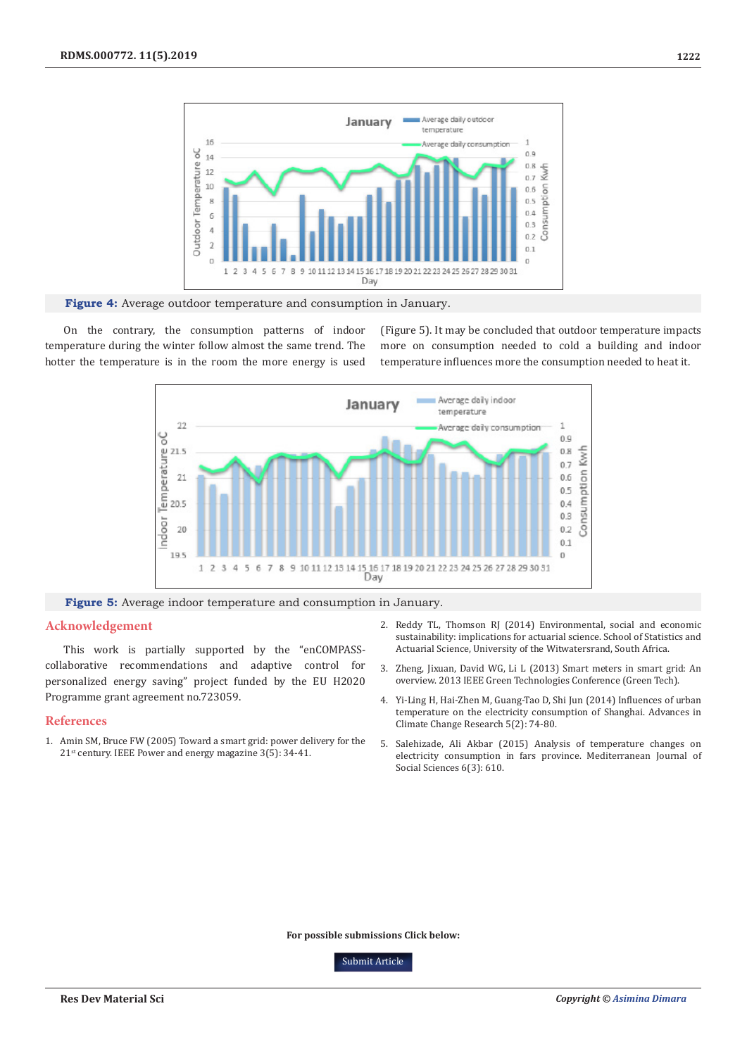January

Average daily outdoor temperature

Average daily consumption

Outdoor Temperature oC

16 14 12 10 8 6 4 2 0

Consumption Kwh

1 0.9 0.8 0.7 0.6 0.5 0.4 0.3 0.2 0.1 0

1 2 3 4 5 6 7 8 9 10 11 12 13 14 15 16 17 18 19 20 21 22 23 24 25 26 27 28 29 30 31

Day

**Figure 4:** Average outdoor temperature and consumption in January.

On the contrary, the consumption patterns of indoor temperature during the winter follow almost the same trend. The hotter the temperature is in the room the more energy is used (Figure 5). It may be concluded that outdoor temperature impacts more on consumption needed to cold a building and indoor temperature influences more the consumption needed to heat it.

January

Average daily indoor temperature

Average daily consumption

Indoor Temperature oC

22 21.5 21 20.5 20 19.5

Consumption Kwh

1 0.9 0.8 0.7 0.6 0.5 0.4 0.3 0.2 0.1 0

1 2 3 4 5 6 7 8 9 10 11 12 13 14 15 16 17 18 19 20 21 22 23 24 25 26 27 28 29 30 31

Day

**Figure 5:** Average indoor temperature and consumption in January.

## Acknowledgement

This work is partially supported by the "enCOMPASS-collaborative recommendations and adaptive control for personalized energy saving" project funded by the EU H2020 Programme grant agreement no.723059.

## References

1. Amin SM, Bruce FW (2005) Toward a smart grid: power delivery for the 21st century. IEEE Power and energy magazine 3(5): 34-41.
2. Reddy TL, Thomson RJ (2014) Environmental, social and economic sustainability: implications for actuarial science. School of Statistics and Actuarial Science, University of the Witwatersrand, South Africa.
3. Zheng, Jixuan, David WG, Li L (2013) Smart meters in smart grid: An overview. 2013 IEEE Green Technologies Conference (Green Tech).
4. Yi-Ling H, Hai-Zhen M, Guang-Tao D, Shi Jun (2014) Influences of urban temperature on the electricity consumption of Shanghai. Advances in Climate Change Research 5(2): 74-80.
5. Salehizade, Ali Akbar (2015) Analysis of temperature changes on electricity consumption in fars province. Mediterranean Journal of Social Sciences 6(3): 610.

For possible submissions Click below:

Submit Article